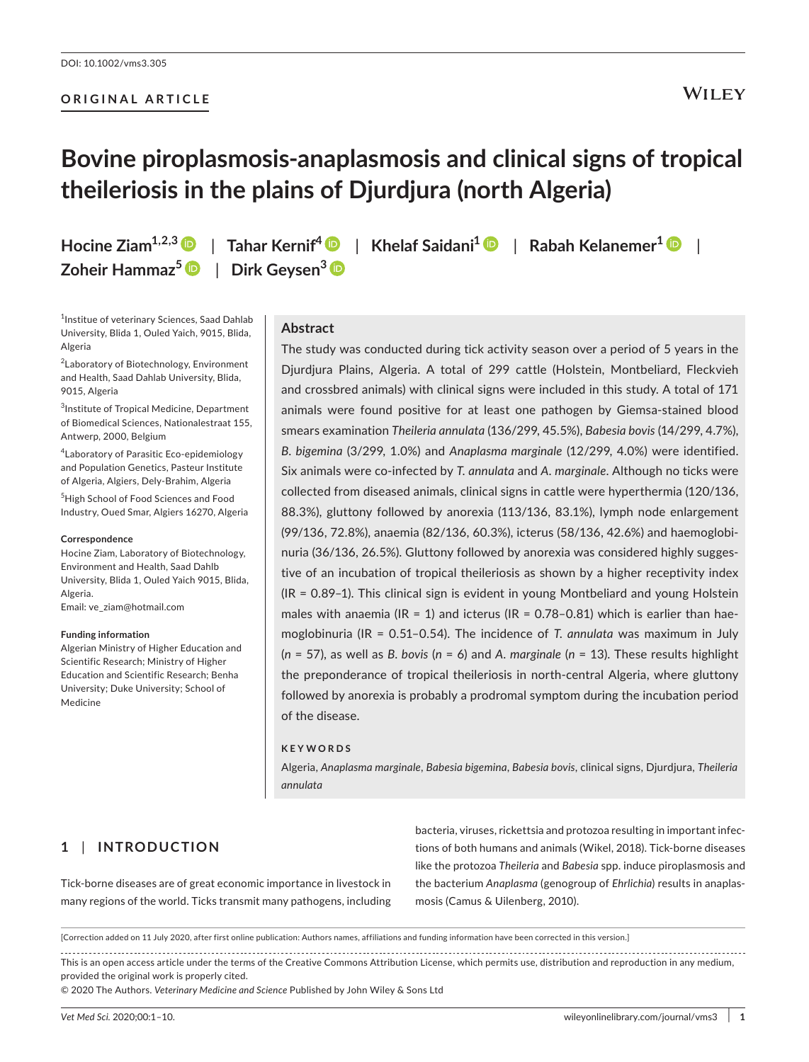DOI: 10.1002/vms3.305

**ORIGINAL ARTICLE**

# Bovine piroplasmosis-anaplasmosis and clinical signs of tropical theileriosis in the plains of Djurdjura (north Algeria)

**Hocine Ziam**[1,2,3] | **Tahar Kernif**[4] | **Khelaf Saidani**[1] | **Rabah Kelanemer**[1] | **Zoheir Hammaz**[5] | **Dirk Geysen**[3]

[1]Institue of veterinary Sciences, Saad Dahlab University, Blida 1, Ouled Yaich, 9015, Blida, Algeria

[2]Laboratory of Biotechnology, Environment and Health, Saad Dahlab University, Blida, 9015, Algeria

[3]Institute of Tropical Medicine, Department of Biomedical Sciences, Nationalestraat 155, Antwerp, 2000, Belgium

[4]Laboratory of Parasitic Eco-epidemiology and Population Genetics, Pasteur Institute of Algeria, Algiers, Dely-Brahim, Algeria

[5]High School of Food Sciences and Food Industry, Oued Smar, Algiers 16270, Algeria

**Correspondence**
Hocine Ziam, Laboratory of Biotechnology, Environment and Health, Saad Dahlb University, Blida 1, Ouled Yaich 9015, Blida, Algeria.
Email: ve_ziam@hotmail.com

**Funding information**
Algerian Ministry of Higher Education and Scientific Research; Ministry of Higher Education and Scientific Research; Benha University; Duke University; School of Medicine

## Abstract

The study was conducted during tick activity season over a period of 5 years in the Djurdjura Plains, Algeria. A total of 299 cattle (Holstein, Montbeliard, Fleckvieh and crossbred animals) with clinical signs were included in this study. A total of 171 animals were found positive for at least one pathogen by Giemsa-stained blood smears examination *Theileria annulata* (136/299, 45.5%), *Babesia bovis* (14/299, 4.7%), *B. bigemina* (3/299, 1.0%) and *Anaplasma marginale* (12/299, 4.0%) were identified. Six animals were co-infected by *T. annulata* and *A. marginale*. Although no ticks were collected from diseased animals, clinical signs in cattle were hyperthermia (120/136, 88.3%), gluttony followed by anorexia (113/136, 83.1%), lymph node enlargement (99/136, 72.8%), anaemia (82/136, 60.3%), icterus (58/136, 42.6%) and haemoglobinuria (36/136, 26.5%). Gluttony followed by anorexia was considered highly suggestive of an incubation of tropical theileriosis as shown by a higher receptivity index (IR = 0.89–1). This clinical sign is evident in young Montbeliard and young Holstein males with anaemia (IR = 1) and icterus (IR = 0.78–0.81) which is earlier than haemoglobinuria (IR = 0.51–0.54). The incidence of *T. annulata* was maximum in July ($n = 57$), as well as *B. bovis* ($n = 6$) and *A. marginale* ($n = 13$). These results highlight the preponderance of tropical theileriosis in north-central Algeria, where gluttony followed by anorexia is probably a prodromal symptom during the incubation period of the disease.

**KEYWORDS**

Algeria, *Anaplasma marginale*, *Babesia bigemina*, *Babesia bovis*, clinical signs, Djurdjura, *Theileria annulata*

## 1 | INTRODUCTION

Tick-borne diseases are of great economic importance in livestock in many regions of the world. Ticks transmit many pathogens, including bacteria, viruses, rickettsia and protozoa resulting in important infections of both humans and animals (Wikel, 2018). Tick-borne diseases like the protozoa *Theileria* and *Babesia* spp. induce piroplasmosis and the bacterium *Anaplasma* (genogroup of *Ehrlichia*) results in anaplasmosis (Camus & Uilenberg, 2010).

[Correction added on 11 July 2020, after first online publication: Authors names, affiliations and funding information have been corrected in this version.]

This is an open access article under the terms of the Creative Commons Attribution License, which permits use, distribution and reproduction in any medium, provided the original work is properly cited.
© 2020 The Authors. *Veterinary Medicine and Science* Published by John Wiley & Sons Ltd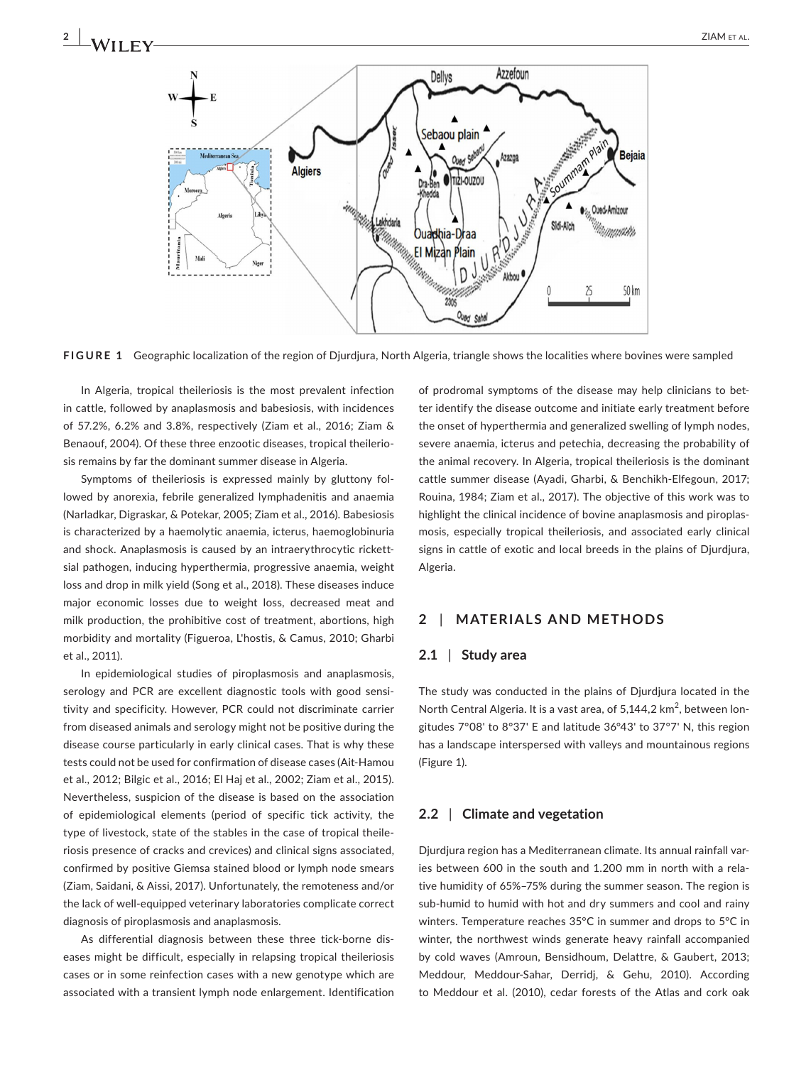**FIGURE 1** Geographic localization of the region of Djurdjura, North Algeria, triangle shows the localities where bovines were sampled

In Algeria, tropical theileriosis is the most prevalent infection in cattle, followed by anaplasmosis and babesiosis, with incidences of 57.2%, 6.2% and 3.8%, respectively (Ziam et al., 2016; Ziam & Benaouf, 2004). Of these three enzootic diseases, tropical theileriosis remains by far the dominant summer disease in Algeria.

Symptoms of theileriosis is expressed mainly by gluttony followed by anorexia, febrile generalized lymphadenitis and anaemia (Narladkar, Digraskar, & Potekar, 2005; Ziam et al., 2016). Babesiosis is characterized by a haemolytic anaemia, icterus, haemoglobinuria and shock. Anaplasmosis is caused by an intraerythrocytic rickettsial pathogen, inducing hyperthermia, progressive anaemia, weight loss and drop in milk yield (Song et al., 2018). These diseases induce major economic losses due to weight loss, decreased meat and milk production, the prohibitive cost of treatment, abortions, high morbidity and mortality (Figueroa, L'hostis, & Camus, 2010; Gharbi et al., 2011).

In epidemiological studies of piroplasmosis and anaplasmosis, serology and PCR are excellent diagnostic tools with good sensitivity and specificity. However, PCR could not discriminate carrier from diseased animals and serology might not be positive during the disease course particularly in early clinical cases. That is why these tests could not be used for confirmation of disease cases (Ait-Hamou et al., 2012; Bilgic et al., 2016; El Haj et al., 2002; Ziam et al., 2015). Nevertheless, suspicion of the disease is based on the association of epidemiological elements (period of specific tick activity, the type of livestock, state of the stables in the case of tropical theileriosis presence of cracks and crevices) and clinical signs associated, confirmed by positive Giemsa stained blood or lymph node smears (Ziam, Saidani, & Aissi, 2017). Unfortunately, the remoteness and/or the lack of well-equipped veterinary laboratories complicate correct diagnosis of piroplasmosis and anaplasmosis.

As differential diagnosis between these three tick-borne diseases might be difficult, especially in relapsing tropical theileriosis cases or in some reinfection cases with a new genotype which are associated with a transient lymph node enlargement. Identification of prodromal symptoms of the disease may help clinicians to better identify the disease outcome and initiate early treatment before the onset of hyperthermia and generalized swelling of lymph nodes, severe anaemia, icterus and petechia, decreasing the probability of the animal recovery. In Algeria, tropical theileriosis is the dominant cattle summer disease (Ayadi, Gharbi, & Benchikh-Elfegoun, 2017; Rouina, 1984; Ziam et al., 2017). The objective of this work was to highlight the clinical incidence of bovine anaplasmosis and piroplasmosis, especially tropical theileriosis, and associated early clinical signs in cattle of exotic and local breeds in the plains of Djurdjura, Algeria.

## 2 | MATERIALS AND METHODS

### 2.1 | Study area

The study was conducted in the plains of Djurdjura located in the North Central Algeria. It is a vast area, of 5,144,2 km$^2$, between longitudes 7°08' to 8°37' E and latitude 36°43' to 37°7' N, this region has a landscape interspersed with valleys and mountainous regions (Figure 1).

### 2.2 | Climate and vegetation

Djurdjura region has a Mediterranean climate. Its annual rainfall varies between 600 in the south and 1.200 mm in north with a relative humidity of 65%–75% during the summer season. The region is sub-humid to humid with hot and dry summers and cool and rainy winters. Temperature reaches 35°C in summer and drops to 5°C in winter, the northwest winds generate heavy rainfall accompanied by cold waves (Amroun, Bensidhoum, Delattre, & Gaubert, 2013; Meddour, Meddour-Sahar, Derridj, & Gehu, 2010). According to Meddour et al. (2010), cedar forests of the Atlas and cork oak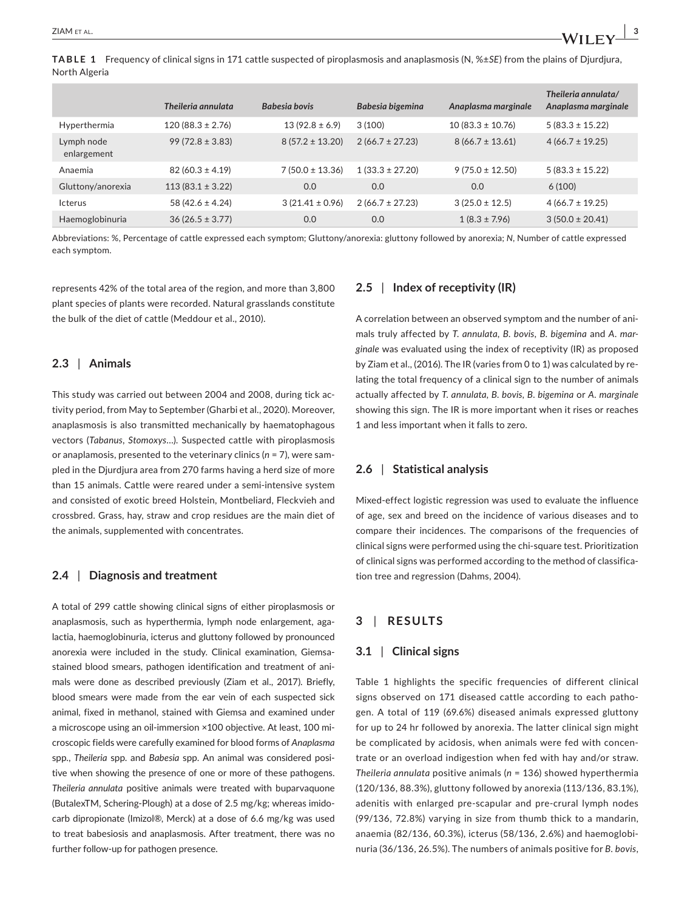**TABLE 1** Frequency of clinical signs in 171 cattle suspected of piroplasmosis and anaplasmosis (N, %±*SE*) from the plains of Djurdjura, North Algeria

| | *Theileria annulata* | *Babesia bovis* | *Babesia bigemina* | *Anaplasma marginale* | *Theileria annulata/ Anaplasma marginale* |
|---|---|---|---|---|---|
| Hyperthermia | 120 (88.3 ± 2.76) | 13 (92.8 ± 6.9) | 3 (100) | 10 (83.3 ± 10.76) | 5 (83.3 ± 15.22) |
| Lymph node enlargement | 99 (72.8 ± 3.83) | 8 (57.2 ± 13.20) | 2 (66.7 ± 27.23) | 8 (66.7 ± 13.61) | 4 (66.7 ± 19.25) |
| Anaemia | 82 (60.3 ± 4.19) | 7 (50.0 ± 13.36) | 1 (33.3 ± 27.20) | 9 (75.0 ± 12.50) | 5 (83.3 ± 15.22) |
| Gluttony/anorexia | 113 (83.1 ± 3.22) | 0.0 | 0.0 | 0.0 | 6 (100) |
| Icterus | 58 (42.6 ± 4.24) | 3 (21.41 ± 0.96) | 2 (66.7 ± 27.23) | 3 (25.0 ± 12.5) | 4 (66.7 ± 19.25) |
| Haemoglobinuria | 36 (26.5 ± 3.77) | 0.0 | 0.0 | 1 (8.3 ± 7.96) | 3 (50.0 ± 20.41) |

Abbreviations: %, Percentage of cattle expressed each symptom; Gluttony/anorexia: gluttony followed by anorexia; *N*, Number of cattle expressed each symptom.

represents 42% of the total area of the region, and more than 3,800 plant species of plants were recorded. Natural grasslands constitute the bulk of the diet of cattle (Meddour et al., 2010).

### 2.3 | Animals

This study was carried out between 2004 and 2008, during tick activity period, from May to September (Gharbi et al., 2020). Moreover, anaplasmosis is also transmitted mechanically by haematophagous vectors (*Tabanus*, *Stomoxys*…). Suspected cattle with piroplasmosis or anaplamosis, presented to the veterinary clinics ($n = 7$), were sampled in the Djurdjura area from 270 farms having a herd size of more than 15 animals. Cattle were reared under a semi-intensive system and consisted of exotic breed Holstein, Montbeliard, Fleckvieh and crossbred. Grass, hay, straw and crop residues are the main diet of the animals, supplemented with concentrates.

### 2.4 | Diagnosis and treatment

A total of 299 cattle showing clinical signs of either piroplasmosis or anaplasmosis, such as hyperthermia, lymph node enlargement, agalactia, haemoglobinuria, icterus and gluttony followed by pronounced anorexia were included in the study. Clinical examination, Giemsa-stained blood smears, pathogen identification and treatment of animals were done as described previously (Ziam et al., 2017). Briefly, blood smears were made from the ear vein of each suspected sick animal, fixed in methanol, stained with Giemsa and examined under a microscope using an oil-immersion ×100 objective. At least, 100 microscopic fields were carefully examined for blood forms of *Anaplasma* spp., *Theileria* spp. and *Babesia* spp. An animal was considered positive when showing the presence of one or more of these pathogens. *Theileria annulata* positive animals were treated with buparvaquone (ButalexTM, Schering-Plough) at a dose of 2.5 mg/kg; whereas imidocarb dipropionate (Imizol®, Merck) at a dose of 6.6 mg/kg was used to treat babesiosis and anaplasmosis. After treatment, there was no further follow-up for pathogen presence.

### 2.5 | Index of receptivity (IR)

A correlation between an observed symptom and the number of animals truly affected by *T. annulata*, *B. bovis*, *B. bigemina* and *A. marginale* was evaluated using the index of receptivity (IR) as proposed by Ziam et al., (2016). The IR (varies from 0 to 1) was calculated by relating the total frequency of a clinical sign to the number of animals actually affected by *T. annulata*, *B. bovis*, *B. bigemina* or *A. marginale* showing this sign. The IR is more important when it rises or reaches 1 and less important when it falls to zero.

### 2.6 | Statistical analysis

Mixed-effect logistic regression was used to evaluate the influence of age, sex and breed on the incidence of various diseases and to compare their incidences. The comparisons of the frequencies of clinical signs were performed using the chi-square test. Prioritization of clinical signs was performed according to the method of classification tree and regression (Dahms, 2004).

## 3 | RESULTS

### 3.1 | Clinical signs

Table 1 highlights the specific frequencies of different clinical signs observed on 171 diseased cattle according to each pathogen. A total of 119 (69.6%) diseased animals expressed gluttony for up to 24 hr followed by anorexia. The latter clinical sign might be complicated by acidosis, when animals were fed with concentrate or an overload indigestion when fed with hay and/or straw. *Theileria annulata* positive animals ($n = 136$) showed hyperthermia (120/136, 88.3%), gluttony followed by anorexia (113/136, 83.1%), adenitis with enlarged pre-scapular and pre-crural lymph nodes (99/136, 72.8%) varying in size from thumb thick to a mandarin, anaemia (82/136, 60.3%), icterus (58/136, 2.6%) and haemoglobinuria (36/136, 26.5%). The numbers of animals positive for *B. bovis*,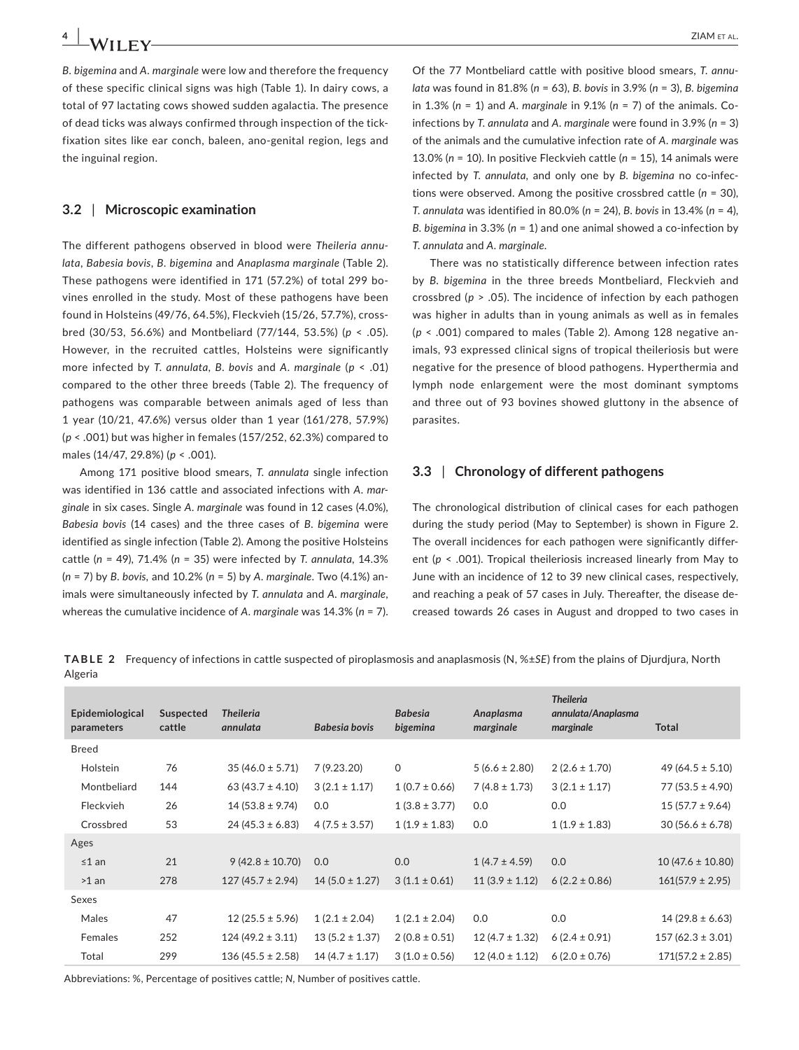*B. bigemina* and *A. marginale* were low and therefore the frequency of these specific clinical signs was high (Table 1). In dairy cows, a total of 97 lactating cows showed sudden agalactia. The presence of dead ticks was always confirmed through inspection of the tick-fixation sites like ear conch, baleen, ano-genital region, legs and the inguinal region.

### 3.2 | Microscopic examination

The different pathogens observed in blood were *Theileria annulata*, *Babesia bovis*, *B. bigemina* and *Anaplasma marginale* (Table 2). These pathogens were identified in 171 (57.2%) of total 299 bovines enrolled in the study. Most of these pathogens have been found in Holsteins (49/76, 64.5%), Fleckvieh (15/26, 57.7%), crossbred (30/53, 56.6%) and Montbeliard (77/144, 53.5%) ($p < .05$). However, in the recruited cattles, Holsteins were significantly more infected by *T. annulata*, *B. bovis* and *A. marginale* ($p < .01$) compared to the other three breeds (Table 2). The frequency of pathogens was comparable between animals aged of less than 1 year (10/21, 47.6%) versus older than 1 year (161/278, 57.9%) ($p < .001$) but was higher in females (157/252, 62.3%) compared to males (14/47, 29.8%) ($p < .001$).

Among 171 positive blood smears, *T. annulata* single infection was identified in 136 cattle and associated infections with *A. marginale* in six cases. Single *A. marginale* was found in 12 cases (4.0%), *Babesia bovis* (14 cases) and the three cases of *B. bigemina* were identified as single infection (Table 2). Among the positive Holsteins cattle ($n$ = 49), 71.4% ($n$ = 35) were infected by *T. annulata*, 14.3% ($n$ = 7) by *B. bovis*, and 10.2% ($n$ = 5) by *A. marginale*. Two (4.1%) animals were simultaneously infected by *T. annulata* and *A. marginale*, whereas the cumulative incidence of *A. marginale* was 14.3% ($n$ = 7). Of the 77 Montbeliard cattle with positive blood smears, *T. annulata* was found in 81.8% ($n$ = 63), *B. bovis* in 3.9% ($n$ = 3), *B. bigemina* in 1.3% ($n$ = 1) and *A. marginale* in 9.1% ($n$ = 7) of the animals. Co-infections by *T. annulata* and *A. marginale* were found in 3.9% ($n$ = 3) of the animals and the cumulative infection rate of *A. marginale* was 13.0% ($n$ = 10). In positive Fleckvieh cattle ($n$ = 15), 14 animals were infected by *T. annulata*, and only one by *B. bigemina* no co-infections were observed. Among the positive crossbred cattle ($n$ = 30), *T. annulata* was identified in 80.0% ($n$ = 24), *B. bovis* in 13.4% ($n$ = 4), *B. bigemina* in 3.3% ($n$ = 1) and one animal showed a co-infection by *T. annulata* and *A. marginale*.

There was no statistically difference between infection rates by *B. bigemina* in the three breeds Montbeliard, Fleckvieh and crossbred ($p > .05$). The incidence of infection by each pathogen was higher in adults than in young animals as well as in females ($p < .001$) compared to males (Table 2). Among 128 negative animals, 93 expressed clinical signs of tropical theileriosis but were negative for the presence of blood pathogens. Hyperthermia and lymph node enlargement were the most dominant symptoms and three out of 93 bovines showed gluttony in the absence of parasites.

### 3.3 | Chronology of different pathogens

The chronological distribution of clinical cases for each pathogen during the study period (May to September) is shown in Figure 2. The overall incidences for each pathogen were significantly different ($p < .001$). Tropical theileriosis increased linearly from May to June with an incidence of 12 to 39 new clinical cases, respectively, and reaching a peak of 57 cases in July. Thereafter, the disease decreased towards 26 cases in August and dropped to two cases in

**TABLE 2** Frequency of infections in cattle suspected of piroplasmosis and anaplasmosis (N, %±*SE*) from the plains of Djurdjura, North Algeria

| Epidemiological parameters | Suspected cattle | *Theileria annulata* | *Babesia bovis* | *Babesia bigemina* | *Anaplasma marginale* | *Theileria annulata/Anaplasma marginale* | Total |
|---|---|---|---|---|---|---|---|
| Breed | | | | | | | |
| Holstein | 76 | 35 (46.0 ± 5.71) | 7 (9.23.20) | 0 | 5 (6.6 ± 2.80) | 2 (2.6 ± 1.70) | 49 (64.5 ± 5.10) |
| Montbeliard | 144 | 63 (43.7 ± 4.10) | 3 (2.1 ± 1.17) | 1 (0.7 ± 0.66) | 7 (4.8 ± 1.73) | 3 (2.1 ± 1.17) | 77 (53.5 ± 4.90) |
| Fleckvieh | 26 | 14 (53.8 ± 9.74) | 0.0 | 1 (3.8 ± 3.77) | 0.0 | 0.0 | 15 (57.7 ± 9.64) |
| Crossbred | 53 | 24 (45.3 ± 6.83) | 4 (7.5 ± 3.57) | 1 (1.9 ± 1.83) | 0.0 | 1 (1.9 ± 1.83) | 30 (56.6 ± 6.78) |
| Ages | | | | | | | |
| ≤1 an | 21 | 9 (42.8 ± 10.70) | 0.0 | 0.0 | 1 (4.7 ± 4.59) | 0.0 | 10 (47.6 ± 10.80) |
| >1 an | 278 | 127 (45.7 ± 2.94) | 14 (5.0 ± 1.27) | 3 (1.1 ± 0.61) | 11 (3.9 ± 1.12) | 6 (2.2 ± 0.86) | 161(57.9 ± 2.95) |
| Sexes | | | | | | | |
| Males | 47 | 12 (25.5 ± 5.96) | 1 (2.1 ± 2.04) | 1 (2.1 ± 2.04) | 0.0 | 0.0 | 14 (29.8 ± 6.63) |
| Females | 252 | 124 (49.2 ± 3.11) | 13 (5.2 ± 1.37) | 2 (0.8 ± 0.51) | 12 (4.7 ± 1.32) | 6 (2.4 ± 0.91) | 157 (62.3 ± 3.01) |
| Total | 299 | 136 (45.5 ± 2.58) | 14 (4.7 ± 1.17) | 3 (1.0 ± 0.56) | 12 (4.0 ± 1.12) | 6 (2.0 ± 0.76) | 171(57.2 ± 2.85) |

Abbreviations: %, Percentage of positives cattle; *N*, Number of positives cattle.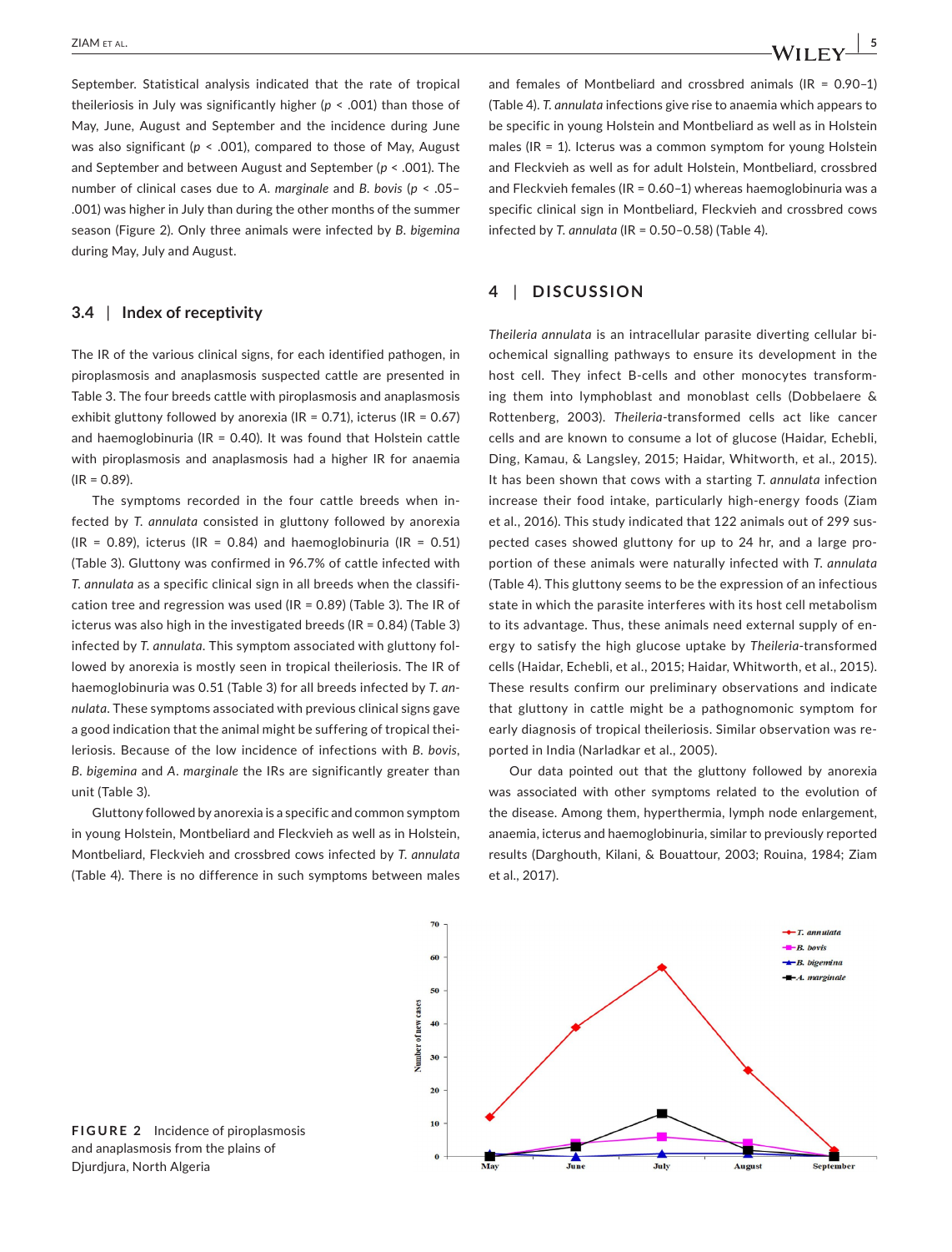September. Statistical analysis indicated that the rate of tropical theileriosis in July was significantly higher ($p < .001$) than those of May, June, August and September and the incidence during June was also significant ($p < .001$), compared to those of May, August and September and between August and September ($p < .001$). The number of clinical cases due to *A. marginale* and *B. bovis* ($p < .05$–$.001$) was higher in July than during the other months of the summer season (Figure 2). Only three animals were infected by *B. bigemina* during May, July and August.

### 3.4 | Index of receptivity

The IR of the various clinical signs, for each identified pathogen, in piroplasmosis and anaplasmosis suspected cattle are presented in Table 3. The four breeds cattle with piroplasmosis and anaplasmosis exhibit gluttony followed by anorexia (IR = 0.71), icterus (IR = 0.67) and haemoglobinuria (IR = 0.40). It was found that Holstein cattle with piroplasmosis and anaplasmosis had a higher IR for anaemia (IR = 0.89).

The symptoms recorded in the four cattle breeds when infected by *T. annulata* consisted in gluttony followed by anorexia (IR = 0.89), icterus (IR = 0.84) and haemoglobinuria (IR = 0.51) (Table 3). Gluttony was confirmed in 96.7% of cattle infected with *T. annulata* as a specific clinical sign in all breeds when the classification tree and regression was used (IR = 0.89) (Table 3). The IR of icterus was also high in the investigated breeds (IR = 0.84) (Table 3) infected by *T. annulata*. This symptom associated with gluttony followed by anorexia is mostly seen in tropical theileriosis. The IR of haemoglobinuria was 0.51 (Table 3) for all breeds infected by *T. annulata*. These symptoms associated with previous clinical signs gave a good indication that the animal might be suffering of tropical theileriosis. Because of the low incidence of infections with *B. bovis*, *B. bigemina* and *A. marginale* the IRs are significantly greater than unit (Table 3).

Gluttony followed by anorexia is a specific and common symptom in young Holstein, Montbeliard and Fleckvieh as well as in Holstein, Montbeliard, Fleckvieh and crossbred cows infected by *T. annulata* (Table 4). There is no difference in such symptoms between males and females of Montbeliard and crossbred animals (IR = 0.90–1) (Table 4). *T. annulata* infections give rise to anaemia which appears to be specific in young Holstein and Montbeliard as well as in Holstein males (IR = 1). Icterus was a common symptom for young Holstein and Fleckvieh as well as for adult Holstein, Montbeliard, crossbred and Fleckvieh females (IR = 0.60–1) whereas haemoglobinuria was a specific clinical sign in Montbeliard, Fleckvieh and crossbred cows infected by *T. annulata* (IR = 0.50–0.58) (Table 4).

## 4 | DISCUSSION

*Theileria annulata* is an intracellular parasite diverting cellular biochemical signalling pathways to ensure its development in the host cell. They infect B-cells and other monocytes transforming them into lymphoblast and monoblast cells (Dobbelaere & Rottenberg, 2003). *Theileria*-transformed cells act like cancer cells and are known to consume a lot of glucose (Haidar, Echebli, Ding, Kamau, & Langsley, 2015; Haidar, Whitworth, et al., 2015). It has been shown that cows with a starting *T. annulata* infection increase their food intake, particularly high-energy foods (Ziam et al., 2016). This study indicated that 122 animals out of 299 suspected cases showed gluttony for up to 24 hr, and a large proportion of these animals were naturally infected with *T. annulata* (Table 4). This gluttony seems to be the expression of an infectious state in which the parasite interferes with its host cell metabolism to its advantage. Thus, these animals need external supply of energy to satisfy the high glucose uptake by *Theileria*-transformed cells (Haidar, Echebli, et al., 2015; Haidar, Whitworth, et al., 2015). These results confirm our preliminary observations and indicate that gluttony in cattle might be a pathognomonic symptom for early diagnosis of tropical theileriosis. Similar observation was reported in India (Narladkar et al., 2005).

Our data pointed out that the gluttony followed by anorexia was associated with other symptoms related to the evolution of the disease. Among them, hyperthermia, lymph node enlargement, anaemia, icterus and haemoglobinuria, similar to previously reported results (Darghouth, Kilani, & Bouattour, 2003; Rouina, 1984; Ziam et al., 2017).

**FIGURE 2** Incidence of piroplasmosis and anaplasmosis from the plains of Djurdjura, North Algeria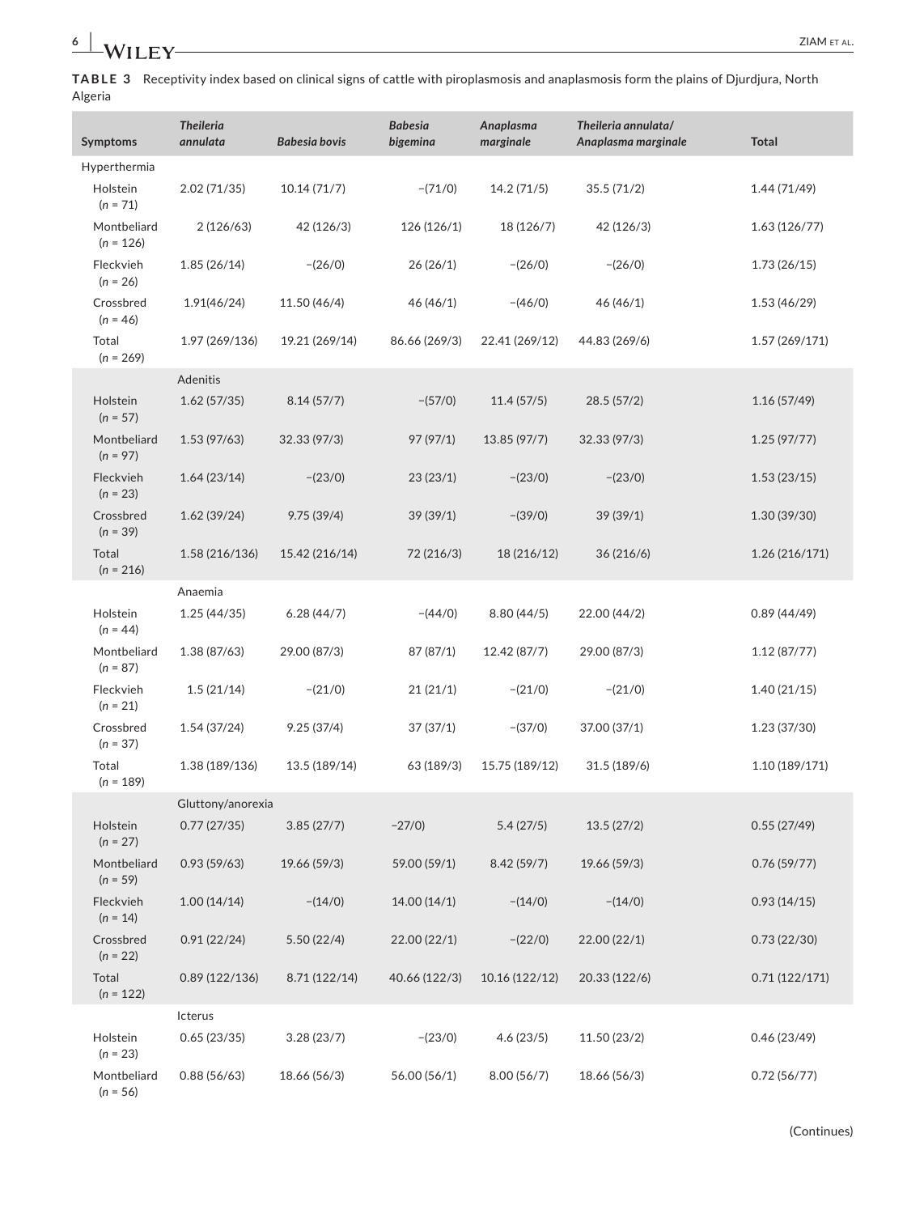**TABLE 3** Receptivity index based on clinical signs of cattle with piroplasmosis and anaplasmosis form the plains of Djurdjura, North Algeria

| Symptoms | *Theileria annulata* | *Babesia bovis* | *Babesia bigemina* | *Anaplasma marginale* | *Theileria annulata/ Anaplasma marginale* | Total |
|---|---|---|---|---|---|---|
| Hyperthermia | | | | | | |
| Holstein (*n* = 71) | 2.02 (71/35) | 10.14 (71/7) | −(71/0) | 14.2 (71/5) | 35.5 (71/2) | 1.44 (71/49) |
| Montbeliard (*n* = 126) | 2 (126/63) | 42 (126/3) | 126 (126/1) | 18 (126/7) | 42 (126/3) | 1.63 (126/77) |
| Fleckvieh (*n* = 26) | 1.85 (26/14) | −(26/0) | 26 (26/1) | −(26/0) | −(26/0) | 1.73 (26/15) |
| Crossbred (*n* = 46) | 1.91(46/24) | 11.50 (46/4) | 46 (46/1) | −(46/0) | 46 (46/1) | 1.53 (46/29) |
| Total (*n* = 269) | 1.97 (269/136) | 19.21 (269/14) | 86.66 (269/3) | 22.41 (269/12) | 44.83 (269/6) | 1.57 (269/171) |
| Adenitis | | | | | | |
| Holstein (*n* = 57) | 1.62 (57/35) | 8.14 (57/7) | −(57/0) | 11.4 (57/5) | 28.5 (57/2) | 1.16 (57/49) |
| Montbeliard (*n* = 97) | 1.53 (97/63) | 32.33 (97/3) | 97 (97/1) | 13.85 (97/7) | 32.33 (97/3) | 1.25 (97/77) |
| Fleckvieh (*n* = 23) | 1.64 (23/14) | −(23/0) | 23 (23/1) | −(23/0) | −(23/0) | 1.53 (23/15) |
| Crossbred (*n* = 39) | 1.62 (39/24) | 9.75 (39/4) | 39 (39/1) | −(39/0) | 39 (39/1) | 1.30 (39/30) |
| Total (*n* = 216) | 1.58 (216/136) | 15.42 (216/14) | 72 (216/3) | 18 (216/12) | 36 (216/6) | 1.26 (216/171) |
| Anaemia | | | | | | |
| Holstein (*n* = 44) | 1.25 (44/35) | 6.28 (44/7) | −(44/0) | 8.80 (44/5) | 22.00 (44/2) | 0.89 (44/49) |
| Montbeliard (*n* = 87) | 1.38 (87/63) | 29.00 (87/3) | 87 (87/1) | 12.42 (87/7) | 29.00 (87/3) | 1.12 (87/77) |
| Fleckvieh (*n* = 21) | 1.5 (21/14) | −(21/0) | 21 (21/1) | −(21/0) | −(21/0) | 1.40 (21/15) |
| Crossbred (*n* = 37) | 1.54 (37/24) | 9.25 (37/4) | 37 (37/1) | −(37/0) | 37.00 (37/1) | 1.23 (37/30) |
| Total (*n* = 189) | 1.38 (189/136) | 13.5 (189/14) | 63 (189/3) | 15.75 (189/12) | 31.5 (189/6) | 1.10 (189/171) |
| Gluttony/anorexia | | | | | | |
| Holstein (*n* = 27) | 0.77 (27/35) | 3.85 (27/7) | −27/0) | 5.4 (27/5) | 13.5 (27/2) | 0.55 (27/49) |
| Montbeliard (*n* = 59) | 0.93 (59/63) | 19.66 (59/3) | 59.00 (59/1) | 8.42 (59/7) | 19.66 (59/3) | 0.76 (59/77) |
| Fleckvieh (*n* = 14) | 1.00 (14/14) | −(14/0) | 14.00 (14/1) | −(14/0) | −(14/0) | 0.93 (14/15) |
| Crossbred (*n* = 22) | 0.91 (22/24) | 5.50 (22/4) | 22.00 (22/1) | −(22/0) | 22.00 (22/1) | 0.73 (22/30) |
| Total (*n* = 122) | 0.89 (122/136) | 8.71 (122/14) | 40.66 (122/3) | 10.16 (122/12) | 20.33 (122/6) | 0.71 (122/171) |
| Icterus | | | | | | |
| Holstein (*n* = 23) | 0.65 (23/35) | 3.28 (23/7) | −(23/0) | 4.6 (23/5) | 11.50 (23/2) | 0.46 (23/49) |
| Montbeliard (*n* = 56) | 0.88 (56/63) | 18.66 (56/3) | 56.00 (56/1) | 8.00 (56/7) | 18.66 (56/3) | 0.72 (56/77) |

(Continues)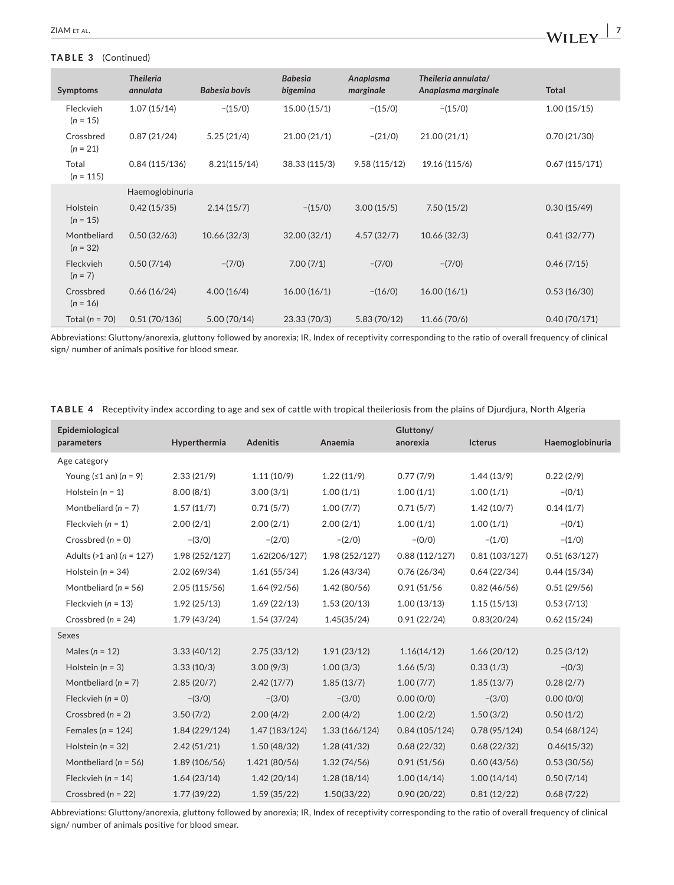**TABLE 3** (Continued)

| Symptoms | *Theileria annulata* | *Babesia bovis* | *Babesia bigemina* | *Anaplasma marginale* | *Theileria annulata/ Anaplasma marginale* | Total |
|---|---|---|---|---|---|---|
| Fleckvieh (*n* = 15) | 1.07 (15/14) | −(15/0) | 15.00 (15/1) | −(15/0) | −(15/0) | 1.00 (15/15) |
| Crossbred (*n* = 21) | 0.87 (21/24) | 5.25 (21/4) | 21.00 (21/1) | −(21/0) | 21.00 (21/1) | 0.70 (21/30) |
| Total (*n* = 115) | 0.84 (115/136) | 8.21(115/14) | 38.33 (115/3) | 9.58 (115/12) | 19.16 (115/6) | 0.67 (115/171) |
| | Haemoglobinuria | | | | | |
| Holstein (*n* = 15) | 0.42 (15/35) | 2.14 (15/7) | −(15/0) | 3.00 (15/5) | 7.50 (15/2) | 0.30 (15/49) |
| Montbeliard (*n* = 32) | 0.50 (32/63) | 10.66 (32/3) | 32.00 (32/1) | 4.57 (32/7) | 10.66 (32/3) | 0.41 (32/77) |
| Fleckvieh (*n* = 7) | 0.50 (7/14) | −(7/0) | 7.00 (7/1) | −(7/0) | −(7/0) | 0.46 (7/15) |
| Crossbred (*n* = 16) | 0.66 (16/24) | 4.00 (16/4) | 16.00 (16/1) | −(16/0) | 16.00 (16/1) | 0.53 (16/30) |
| Total (*n* = 70) | 0.51 (70/136) | 5.00 (70/14) | 23.33 (70/3) | 5.83 (70/12) | 11.66 (70/6) | 0.40 (70/171) |

Abbreviations: Gluttony/anorexia, gluttony followed by anorexia; IR, Index of receptivity corresponding to the ratio of overall frequency of clinical sign/ number of animals positive for blood smear.

**TABLE 4** Receptivity index according to age and sex of cattle with tropical theileriosis from the plains of Djurdjura, North Algeria

| Epidemiological parameters | Hyperthermia | Adenitis | Anaemia | Gluttony/ anorexia | Icterus | Haemoglobinuria |
|---|---|---|---|---|---|---|
| Age category | | | | | | |
| Young (≤1 an) (*n* = 9) | 2.33 (21/9) | 1.11 (10/9) | 1.22 (11/9) | 0.77 (7/9) | 1.44 (13/9) | 0.22 (2/9) |
| Holstein (*n* = 1) | 8.00 (8/1) | 3.00 (3/1) | 1.00 (1/1) | 1.00 (1/1) | 1.00 (1/1) | −(0/1) |
| Montbeliard (*n* = 7) | 1.57 (11/7) | 0.71 (5/7) | 1.00 (7/7) | 0.71 (5/7) | 1.42 (10/7) | 0.14 (1/7) |
| Fleckvieh (*n* = 1) | 2.00 (2/1) | 2.00 (2/1) | 2.00 (2/1) | 1.00 (1/1) | 1.00 (1/1) | −(0/1) |
| Crossbred (*n* = 0) | −(3/0) | −(2/0) | −(2/0) | −(0/0) | −(1/0) | −(1/0) |
| Adults (>1 an) (*n* = 127) | 1.98 (252/127) | 1.62(206/127) | 1.98 (252/127) | 0.88 (112/127) | 0.81 (103/127) | 0.51 (63/127) |
| Holstein (*n* = 34) | 2.02 (69/34) | 1.61 (55/34) | 1.26 (43/34) | 0.76 (26/34) | 0.64 (22/34) | 0.44 (15/34) |
| Montbeliard (*n* = 56) | 2.05 (115/56) | 1.64 (92/56) | 1.42 (80/56) | 0.91 (51/56 | 0.82 (46/56) | 0.51 (29/56) |
| Fleckvieh (*n* = 13) | 1.92 (25/13) | 1.69 (22/13) | 1.53 (20/13) | 1.00 (13/13) | 1.15 (15/13) | 0.53 (7/13) |
| Crossbred (*n* = 24) | 1.79 (43/24) | 1.54 (37/24) | 1.45(35/24) | 0.91 (22/24) | 0.83(20/24) | 0.62 (15/24) |
| Sexes | | | | | | |
| Males (*n* = 12) | 3.33 (40/12) | 2.75 (33/12) | 1.91 (23/12) | 1.16(14/12) | 1.66 (20/12) | 0.25 (3/12) |
| Holstein (*n* = 3) | 3.33 (10/3) | 3.00 (9/3) | 1.00 (3/3) | 1.66 (5/3) | 0.33 (1/3) | −(0/3) |
| Montbeliard (*n* = 7) | 2.85 (20/7) | 2.42 (17/7) | 1.85 (13/7) | 1.00 (7/7) | 1.85 (13/7) | 0.28 (2/7) |
| Fleckvieh (*n* = 0) | −(3/0) | −(3/0) | −(3/0) | 0.00 (0/0) | −(3/0) | 0.00 (0/0) |
| Crossbred (*n* = 2) | 3.50 (7/2) | 2.00 (4/2) | 2.00 (4/2) | 1.00 (2/2) | 1.50 (3/2) | 0.50 (1/2) |
| Females (*n* = 124) | 1.84 (229/124) | 1.47 (183/124) | 1.33 (166/124) | 0.84 (105/124) | 0.78 (95/124) | 0.54 (68/124) |
| Holstein (*n* = 32) | 2.42 (51/21) | 1.50 (48/32) | 1.28 (41/32) | 0.68 (22/32) | 0.68 (22/32) | 0.46(15/32) |
| Montbeliard (*n* = 56) | 1.89 (106/56) | 1.421 (80/56) | 1.32 (74/56) | 0.91 (51/56) | 0.60 (43/56) | 0.53 (30/56) |
| Fleckvieh (*n* = 14) | 1.64 (23/14) | 1.42 (20/14) | 1.28 (18/14) | 1.00 (14/14) | 1.00 (14/14) | 0.50 (7/14) |
| Crossbred (*n* = 22) | 1.77 (39/22) | 1.59 (35/22) | 1.50(33/22) | 0.90 (20/22) | 0.81 (12/22) | 0.68 (7/22) |

Abbreviations: Gluttony/anorexia, gluttony followed by anorexia; IR, Index of receptivity corresponding to the ratio of overall frequency of clinical sign/ number of animals positive for blood smear.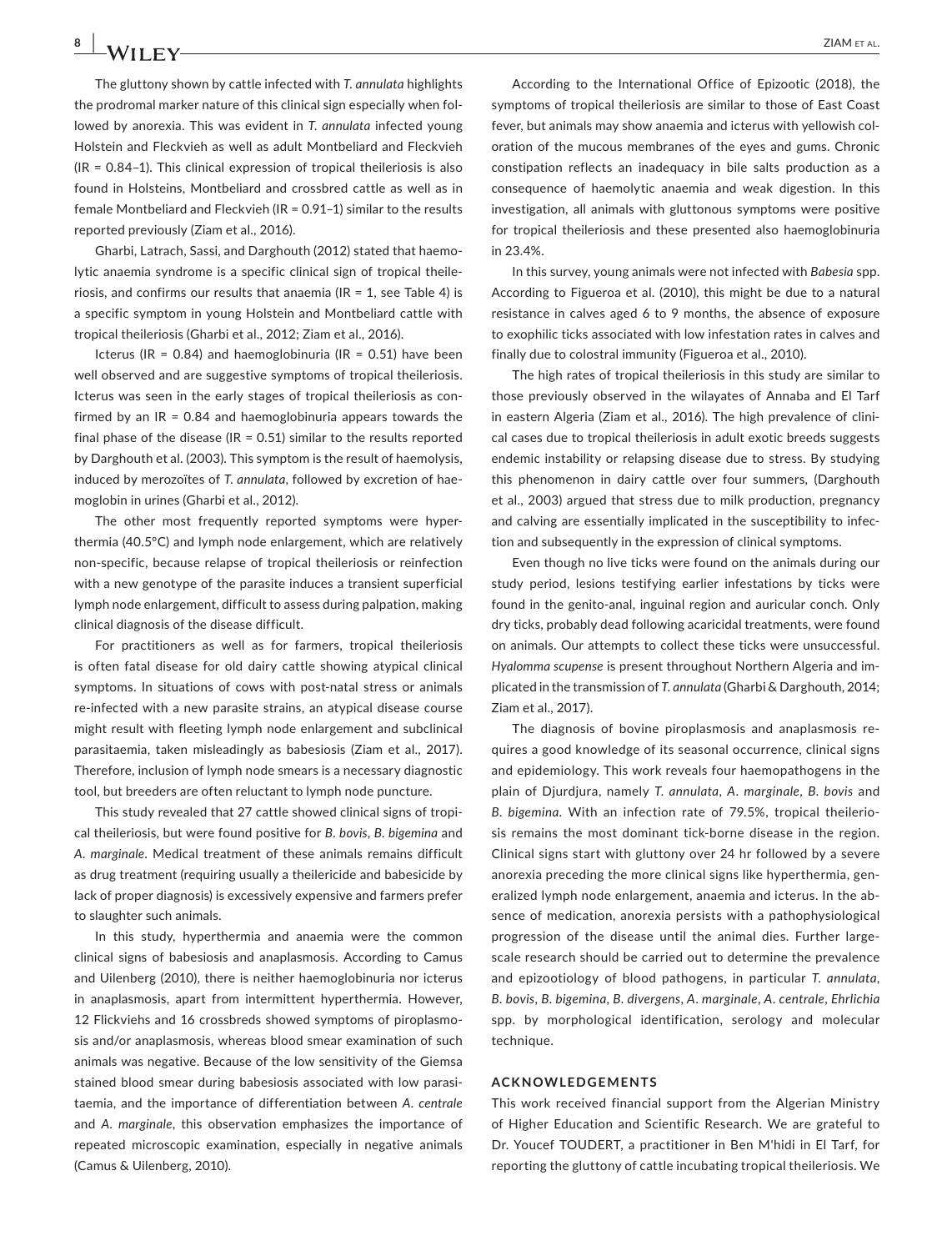The gluttony shown by cattle infected with *T. annulata* highlights the prodromal marker nature of this clinical sign especially when followed by anorexia. This was evident in *T. annulata* infected young Holstein and Fleckvieh as well as adult Montbeliard and Fleckvieh (IR = 0.84–1). This clinical expression of tropical theileriosis is also found in Holsteins, Montbeliard and crossbred cattle as well as in female Montbeliard and Fleckvieh (IR = 0.91–1) similar to the results reported previously (Ziam et al., 2016).

Gharbi, Latrach, Sassi, and Darghouth (2012) stated that haemolytic anaemia syndrome is a specific clinical sign of tropical theileriosis, and confirms our results that anaemia (IR = 1, see Table 4) is a specific symptom in young Holstein and Montbeliard cattle with tropical theileriosis (Gharbi et al., 2012; Ziam et al., 2016).

Icterus (IR = 0.84) and haemoglobinuria (IR = 0.51) have been well observed and are suggestive symptoms of tropical theileriosis. Icterus was seen in the early stages of tropical theileriosis as confirmed by an IR = 0.84 and haemoglobinuria appears towards the final phase of the disease (IR = 0.51) similar to the results reported by Darghouth et al. (2003). This symptom is the result of haemolysis, induced by merozoïtes of *T. annulata*, followed by excretion of haemoglobin in urines (Gharbi et al., 2012).

The other most frequently reported symptoms were hyperthermia (40.5°C) and lymph node enlargement, which are relatively non-specific, because relapse of tropical theileriosis or reinfection with a new genotype of the parasite induces a transient superficial lymph node enlargement, difficult to assess during palpation, making clinical diagnosis of the disease difficult.

For practitioners as well as for farmers, tropical theileriosis is often fatal disease for old dairy cattle showing atypical clinical symptoms. In situations of cows with post-natal stress or animals re-infected with a new parasite strains, an atypical disease course might result with fleeting lymph node enlargement and subclinical parasitaemia, taken misleadingly as babesiosis (Ziam et al., 2017). Therefore, inclusion of lymph node smears is a necessary diagnostic tool, but breeders are often reluctant to lymph node puncture.

This study revealed that 27 cattle showed clinical signs of tropical theileriosis, but were found positive for *B. bovis*, *B. bigemina* and *A. marginale*. Medical treatment of these animals remains difficult as drug treatment (requiring usually a theilericide and babesicide by lack of proper diagnosis) is excessively expensive and farmers prefer to slaughter such animals.

In this study, hyperthermia and anaemia were the common clinical signs of babesiosis and anaplasmosis. According to Camus and Uilenberg (2010), there is neither haemoglobinuria nor icterus in anaplasmosis, apart from intermittent hyperthermia. However, 12 Flickviehs and 16 crossbreds showed symptoms of piroplasmosis and/or anaplasmosis, whereas blood smear examination of such animals was negative. Because of the low sensitivity of the Giemsa stained blood smear during babesiosis associated with low parasitaemia, and the importance of differentiation between *A. centrale* and *A. marginale*, this observation emphasizes the importance of repeated microscopic examination, especially in negative animals (Camus & Uilenberg, 2010).

According to the International Office of Epizootic (2018), the symptoms of tropical theileriosis are similar to those of East Coast fever, but animals may show anaemia and icterus with yellowish coloration of the mucous membranes of the eyes and gums. Chronic constipation reflects an inadequacy in bile salts production as a consequence of haemolytic anaemia and weak digestion. In this investigation, all animals with gluttonous symptoms were positive for tropical theileriosis and these presented also haemoglobinuria in 23.4%.

In this survey, young animals were not infected with *Babesia* spp. According to Figueroa et al. (2010), this might be due to a natural resistance in calves aged 6 to 9 months, the absence of exposure to exophilic ticks associated with low infestation rates in calves and finally due to colostral immunity (Figueroa et al., 2010).

The high rates of tropical theileriosis in this study are similar to those previously observed in the wilayates of Annaba and El Tarf in eastern Algeria (Ziam et al., 2016). The high prevalence of clinical cases due to tropical theileriosis in adult exotic breeds suggests endemic instability or relapsing disease due to stress. By studying this phenomenon in dairy cattle over four summers, (Darghouth et al., 2003) argued that stress due to milk production, pregnancy and calving are essentially implicated in the susceptibility to infection and subsequently in the expression of clinical symptoms.

Even though no live ticks were found on the animals during our study period, lesions testifying earlier infestations by ticks were found in the genito-anal, inguinal region and auricular conch. Only dry ticks, probably dead following acaricidal treatments, were found on animals. Our attempts to collect these ticks were unsuccessful. *Hyalomma scupense* is present throughout Northern Algeria and implicated in the transmission of *T. annulata* (Gharbi & Darghouth, 2014; Ziam et al., 2017).

The diagnosis of bovine piroplasmosis and anaplasmosis requires a good knowledge of its seasonal occurrence, clinical signs and epidemiology. This work reveals four haemopathogens in the plain of Djurdjura, namely *T. annulata*, *A. marginale*, *B. bovis* and *B. bigemina*. With an infection rate of 79.5%, tropical theileriosis remains the most dominant tick-borne disease in the region. Clinical signs start with gluttony over 24 hr followed by a severe anorexia preceding the more clinical signs like hyperthermia, generalized lymph node enlargement, anaemia and icterus. In the absence of medication, anorexia persists with a pathophysiological progression of the disease until the animal dies. Further large-scale research should be carried out to determine the prevalence and epizootiology of blood pathogens, in particular *T. annulata*, *B. bovis*, *B. bigemina*, *B. divergens*, *A. marginale*, *A. centrale*, *Ehrlichia* spp. by morphological identification, serology and molecular technique.

## ACKNOWLEDGEMENTS

This work received financial support from the Algerian Ministry of Higher Education and Scientific Research. We are grateful to Dr. Youcef TOUDERT, a practitioner in Ben M'hidi in El Tarf, for reporting the gluttony of cattle incubating tropical theileriosis. We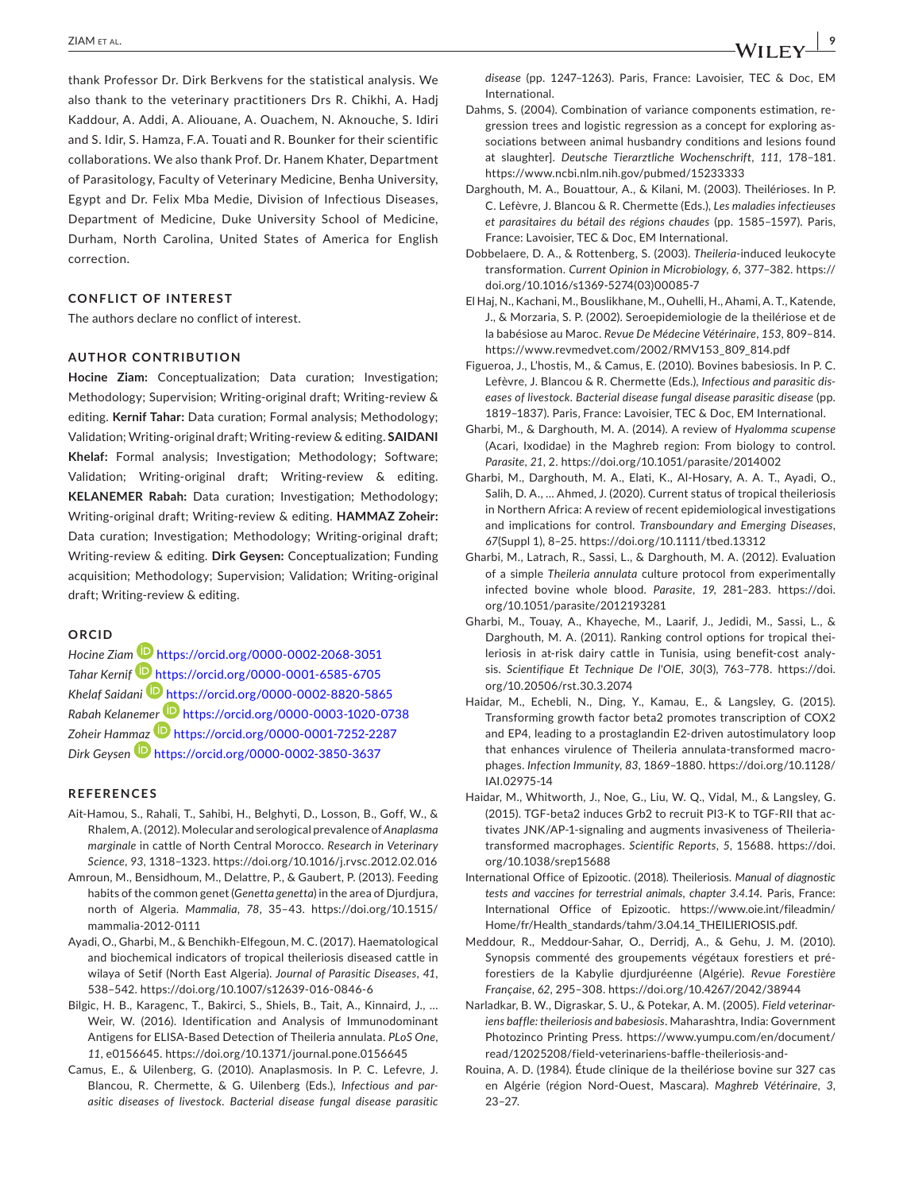thank Professor Dr. Dirk Berkvens for the statistical analysis. We also thank to the veterinary practitioners Drs R. Chikhi, A. Hadj Kaddour, A. Addi, A. Aliouane, A. Ouachem, N. Aknouche, S. Idiri and S. Idir, S. Hamza, F.A. Touati and R. Bounker for their scientific collaborations. We also thank Prof. Dr. Hanem Khater, Department of Parasitology, Faculty of Veterinary Medicine, Benha University, Egypt and Dr. Felix Mba Medie, Division of Infectious Diseases, Department of Medicine, Duke University School of Medicine, Durham, North Carolina, United States of America for English correction.

## CONFLICT OF INTEREST

The authors declare no conflict of interest.

## AUTHOR CONTRIBUTION

**Hocine Ziam:** Conceptualization; Data curation; Investigation; Methodology; Supervision; Writing-original draft; Writing-review & editing. **Kernif Tahar:** Data curation; Formal analysis; Methodology; Validation; Writing-original draft; Writing-review & editing. **SAIDANI Khelaf:** Formal analysis; Investigation; Methodology; Software; Validation; Writing-original draft; Writing-review & editing. **KELANEMER Rabah:** Data curation; Investigation; Methodology; Writing-original draft; Writing-review & editing. **HAMMAZ Zoheir:** Data curation; Investigation; Methodology; Writing-original draft; Writing-review & editing. **Dirk Geysen:** Conceptualization; Funding acquisition; Methodology; Supervision; Validation; Writing-original draft; Writing-review & editing.

## ORCID

*Hocine Ziam* https://orcid.org/0000-0002-2068-3051
*Tahar Kernif* https://orcid.org/0000-0001-6585-6705
*Khelaf Saidani* https://orcid.org/0000-0002-8820-5865
*Rabah Kelanemer* https://orcid.org/0000-0003-1020-0738
*Zoheir Hammaz* https://orcid.org/0000-0001-7252-2287
*Dirk Geysen* https://orcid.org/0000-0002-3850-3637

## REFERENCES

Ait-Hamou, S., Rahali, T., Sahibi, H., Belghyti, D., Losson, B., Goff, W., & Rhalem, A. (2012). Molecular and serological prevalence of *Anaplasma marginale* in cattle of North Central Morocco. *Research in Veterinary Science*, *93*, 1318–1323. https://doi.org/10.1016/j.rvsc.2012.02.016

Amroun, M., Bensidhoum, M., Delattre, P., & Gaubert, P. (2013). Feeding habits of the common genet (*Genetta genetta*) in the area of Djurdjura, north of Algeria. *Mammalia*, *78*, 35–43. https://doi.org/10.1515/mammalia-2012-0111

Ayadi, O., Gharbi, M., & Benchikh-Elfegoun, M. C. (2017). Haematological and biochemical indicators of tropical theileriosis diseased cattle in wilaya of Setif (North East Algeria). *Journal of Parasitic Diseases*, *41*, 538–542. https://doi.org/10.1007/s12639-016-0846-6

Bilgic, H. B., Karagenc, T., Bakirci, S., Shiels, B., Tait, A., Kinnaird, J., … Weir, W. (2016). Identification and Analysis of Immunodominant Antigens for ELISA-Based Detection of Theileria annulata. *PLoS One*, *11*, e0156645. https://doi.org/10.1371/journal.pone.0156645

Camus, E., & Uilenberg, G. (2010). Anaplasmosis. In P. C. Lefevre, J. Blancou, R. Chermette, & G. Uilenberg (Eds.), *Infectious and parasitic diseases of livestock. Bacterial disease fungal disease parasitic disease* (pp. 1247–1263). Paris, France: Lavoisier, TEC & Doc, EM International.

Dahms, S. (2004). Combination of variance components estimation, regression trees and logistic regression as a concept for exploring associations between animal husbandry conditions and lesions found at slaughter]. *Deutsche Tierarztliche Wochenschrift*, *111*, 178–181. https://www.ncbi.nlm.nih.gov/pubmed/15233333

Darghouth, M. A., Bouattour, A., & Kilani, M. (2003). Theilérioses. In P. C. Lefèvre, J. Blancou & R. Chermette (Eds.), *Les maladies infectieuses et parasitaires du bétail des régions chaudes* (pp. 1585–1597). Paris, France: Lavoisier, TEC & Doc, EM International.

Dobbelaere, D. A., & Rottenberg, S. (2003). *Theileria*-induced leukocyte transformation. *Current Opinion in Microbiology*, *6*, 377–382. https://doi.org/10.1016/s1369-5274(03)00085-7

El Haj, N., Kachani, M., Bouslikhane, M., Ouhelli, H., Ahami, A. T., Katende, J., & Morzaria, S. P. (2002). Seroepidemiologie de la theilériose et de la babésiose au Maroc. *Revue De Médecine Vétérinaire*, *153*, 809–814. https://www.revmedvet.com/2002/RMV153_809_814.pdf

Figueroa, J., L'hostis, M., & Camus, E. (2010). Bovines babesiosis. In P. C. Lefèvre, J. Blancou & R. Chermette (Eds.), *Infectious and parasitic diseases of livestock. Bacterial disease fungal disease parasitic disease* (pp. 1819–1837). Paris, France: Lavoisier, TEC & Doc, EM International.

Gharbi, M., & Darghouth, M. A. (2014). A review of *Hyalomma scupense* (Acari, Ixodidae) in the Maghreb region: From biology to control. *Parasite*, *21*, 2. https://doi.org/10.1051/parasite/2014002

Gharbi, M., Darghouth, M. A., Elati, K., Al-Hosary, A. A. T., Ayadi, O., Salih, D. A., … Ahmed, J. (2020). Current status of tropical theileriosis in Northern Africa: A review of recent epidemiological investigations and implications for control. *Transboundary and Emerging Diseases*, *67*(Suppl 1), 8–25. https://doi.org/10.1111/tbed.13312

Gharbi, M., Latrach, R., Sassi, L., & Darghouth, M. A. (2012). Evaluation of a simple *Theileria annulata* culture protocol from experimentally infected bovine whole blood. *Parasite*, *19*, 281–283. https://doi.org/10.1051/parasite/2012193281

Gharbi, M., Touay, A., Khayeche, M., Laarif, J., Jedidi, M., Sassi, L., & Darghouth, M. A. (2011). Ranking control options for tropical theileriosis in at-risk dairy cattle in Tunisia, using benefit-cost analysis. *Scientifique Et Technique De l'OIE*, *30*(3), 763–778. https://doi.org/10.20506/rst.30.3.2074

Haidar, M., Echebli, N., Ding, Y., Kamau, E., & Langsley, G. (2015). Transforming growth factor beta2 promotes transcription of COX2 and EP4, leading to a prostaglandin E2-driven autostimulatory loop that enhances virulence of Theileria annulata-transformed macrophages. *Infection Immunity*, *83*, 1869–1880. https://doi.org/10.1128/IAI.02975-14

Haidar, M., Whitworth, J., Noe, G., Liu, W. Q., Vidal, M., & Langsley, G. (2015). TGF-beta2 induces Grb2 to recruit PI3-K to TGF-RII that activates JNK/AP-1-signaling and augments invasiveness of Theileria-transformed macrophages. *Scientific Reports*, *5*, 15688. https://doi.org/10.1038/srep15688

International Office of Epizootic. (2018). Theileriosis. *Manual of diagnostic tests and vaccines for terrestrial animals, chapter 3.4.14*. Paris, France: International Office of Epizootic. https://www.oie.int/fileadmin/Home/fr/Health_standards/tahm/3.04.14_THEILIERIOSIS.pdf.

Meddour, R., Meddour-Sahar, O., Derridj, A., & Gehu, J. M. (2010). Synopsis commenté des groupements végétaux forestiers et préforestiers de la Kabylie djurdjuréenne (Algérie). *Revue Forestière Française*, *62*, 295–308. https://doi.org/10.4267/2042/38944

Narladkar, B. W., Digraskar, S. U., & Potekar, A. M. (2005). *Field veterinariens baffle: theileriosis and babesiosis*. Maharashtra, India: Government Photozinco Printing Press. https://www.yumpu.com/en/document/read/12025208/field-veterinariens-baffle-theileriosis-and-

Rouina, A. D. (1984). Étude clinique de la theilériose bovine sur 327 cas en Algérie (région Nord-Ouest, Mascara). *Maghreb Vétérinaire*, *3*, 23–27.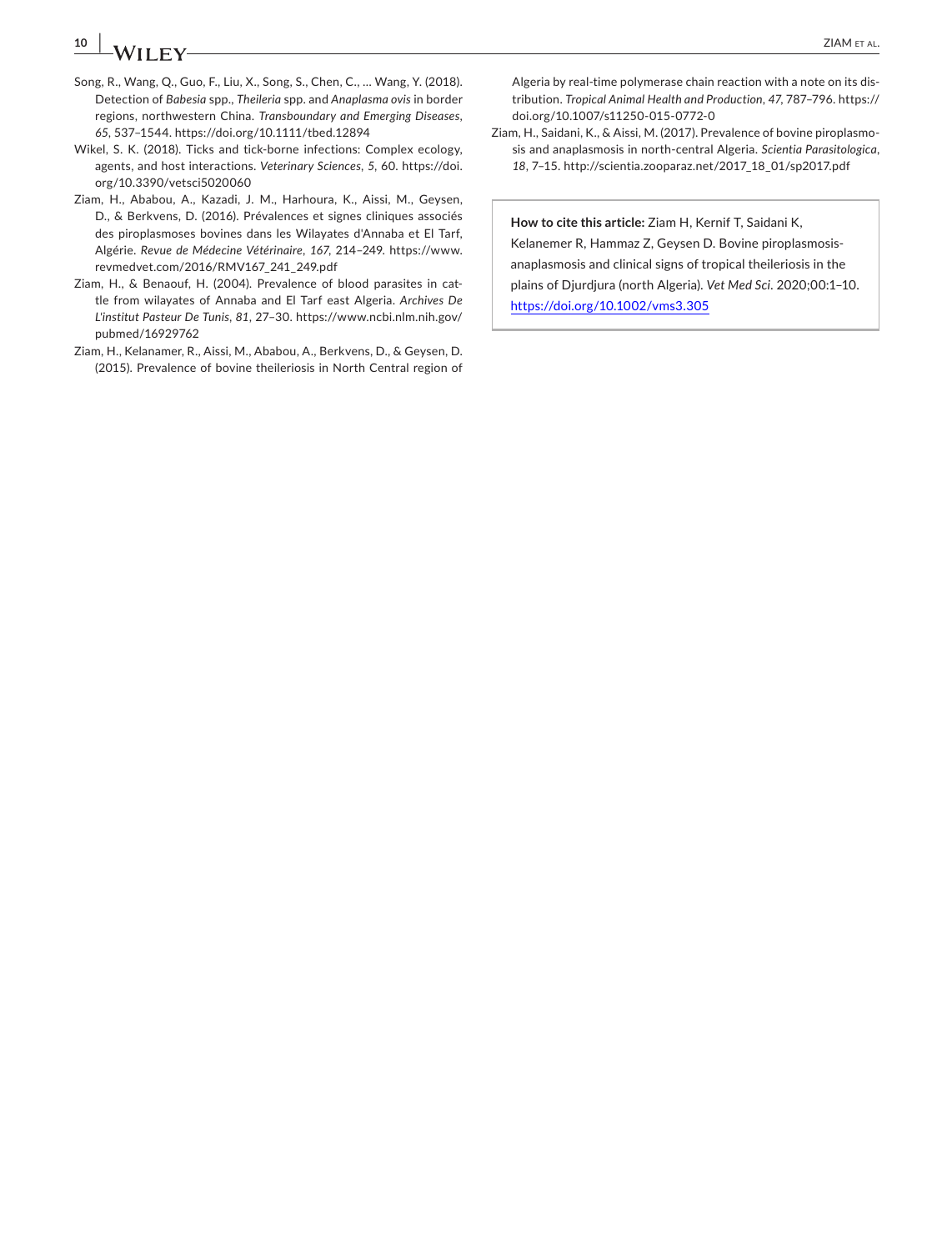Song, R., Wang, Q., Guo, F., Liu, X., Song, S., Chen, C., … Wang, Y. (2018). Detection of *Babesia* spp., *Theileria* spp. and *Anaplasma ovis* in border regions, northwestern China. *Transboundary and Emerging Diseases*, *65*, 537–1544. https://doi.org/10.1111/tbed.12894

Wikel, S. K. (2018). Ticks and tick-borne infections: Complex ecology, agents, and host interactions. *Veterinary Sciences*, *5*, 60. https://doi.org/10.3390/vetsci5020060

Ziam, H., Ababou, A., Kazadi, J. M., Harhoura, K., Aissi, M., Geysen, D., & Berkvens, D. (2016). Prévalences et signes cliniques associés des piroplasmoses bovines dans les Wilayates d'Annaba et El Tarf, Algérie. *Revue de Médecine Vétérinaire*, *167*, 214–249. https://www.revmedvet.com/2016/RMV167_241_249.pdf

Ziam, H., & Benaouf, H. (2004). Prevalence of blood parasites in cattle from wilayates of Annaba and El Tarf east Algeria. *Archives De L'institut Pasteur De Tunis*, *81*, 27–30. https://www.ncbi.nlm.nih.gov/pubmed/16929762

Ziam, H., Kelanamer, R., Aissi, M., Ababou, A., Berkvens, D., & Geysen, D. (2015). Prevalence of bovine theileriosis in North Central region of Algeria by real-time polymerase chain reaction with a note on its distribution. *Tropical Animal Health and Production*, *47*, 787–796. https://doi.org/10.1007/s11250-015-0772-0

Ziam, H., Saidani, K., & Aissi, M. (2017). Prevalence of bovine piroplasmosis and anaplasmosis in north-central Algeria. *Scientia Parasitologica*, *18*, 7–15. http://scientia.zooparaz.net/2017_18_01/sp2017.pdf

**How to cite this article:** Ziam H, Kernif T, Saidani K, Kelanemer R, Hammaz Z, Geysen D. Bovine piroplasmosis-anaplasmosis and clinical signs of tropical theileriosis in the plains of Djurdjura (north Algeria). *Vet Med Sci*. 2020;00:1–10. https://doi.org/10.1002/vms3.305